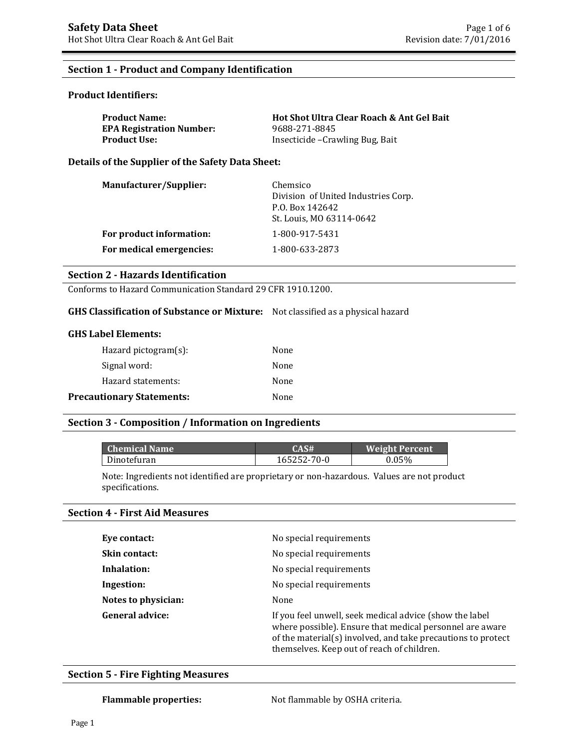# Safety Data Sheet

Hot Shot Ultra Clear Roach & Ant Gel Bait

Revision date: 7/01/2016

## Section 1 - Product and Company Identification

### Product Identifiers:

| | |
|---|---|
| **Product Name:** | **Hot Shot Ultra Clear Roach & Ant Gel Bait** |
| **EPA Registration Number:** | 9688-271-8845 |
| **Product Use:** | Insecticide –Crawling Bug, Bait |

### Details of the Supplier of the Safety Data Sheet:

| | |
|---|---|
| **Manufacturer/Supplier:** | Chemsico<br>Division of United Industries Corp.<br>P.O. Box 142642<br>St. Louis, MO 63114-0642 |
| **For product information:** | 1-800-917-5431 |
| **For medical emergencies:** | 1-800-633-2873 |

## Section 2 - Hazards Identification

Conforms to Hazard Communication Standard 29 CFR 1910.1200.

**GHS Classification of Substance or Mixture:** Not classified as a physical hazard

### GHS Label Elements:

| | |
|---|---|
| Hazard pictogram(s): | None |
| Signal word: | None |
| Hazard statements: | None |
| **Precautionary Statements:** | None |

## Section 3 - Composition / Information on Ingredients

| Chemical Name | CAS# | Weight Percent |
|---|---|---|
| Dinotefuran | 165252-70-0 | 0.05% |

Note: Ingredients not identified are proprietary or non-hazardous. Values are not product specifications.

## Section 4 - First Aid Measures

| | |
|---|---|
| **Eye contact:** | No special requirements |
| **Skin contact:** | No special requirements |
| **Inhalation:** | No special requirements |
| **Ingestion:** | No special requirements |
| **Notes to physician:** | None |
| **General advice:** | If you feel unwell, seek medical advice (show the label where possible). Ensure that medical personnel are aware of the material(s) involved, and take precautions to protect themselves. Keep out of reach of children. |

## Section 5 - Fire Fighting Measures

**Flammable properties:** Not flammable by OSHA criteria.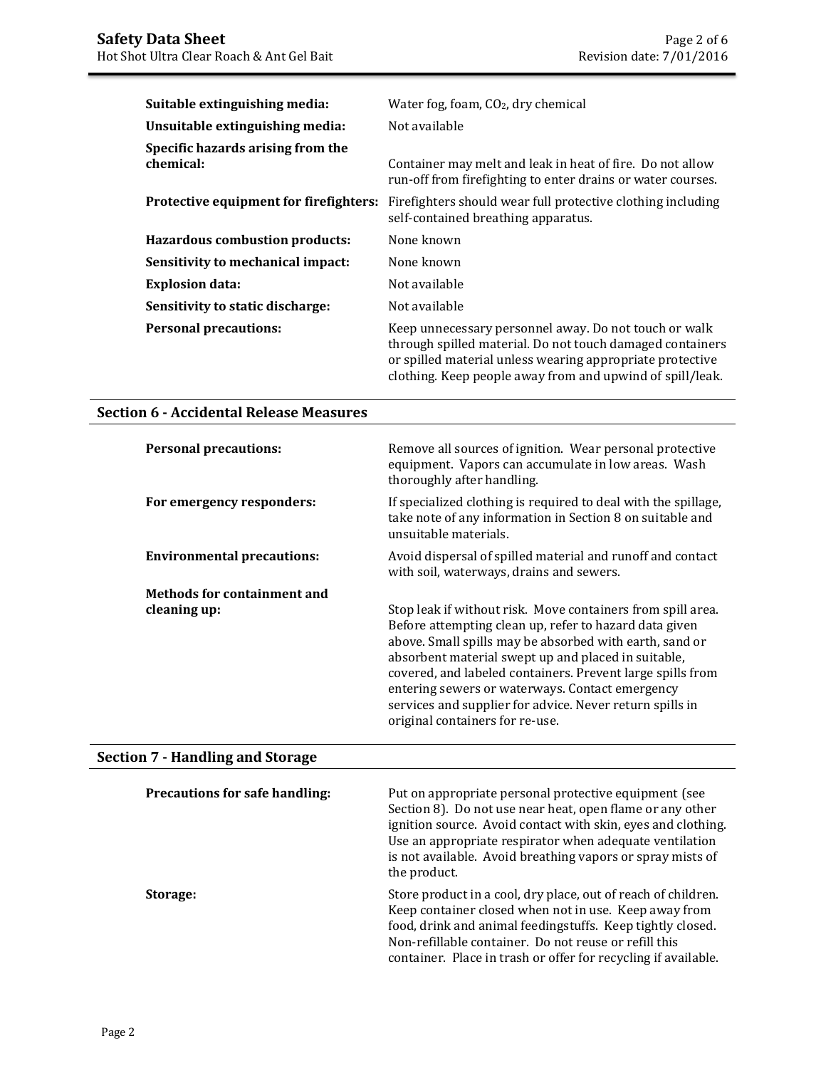| | |
|---|---|
| **Suitable extinguishing media:** | Water fog, foam, $CO_2$, dry chemical |
| **Unsuitable extinguishing media:** | Not available |
| **Specific hazards arising from the chemical:** | Container may melt and leak in heat of fire. Do not allow run-off from firefighting to enter drains or water courses. |
| **Protective equipment for firefighters:** | Firefighters should wear full protective clothing including self-contained breathing apparatus. |
| **Hazardous combustion products:** | None known |
| **Sensitivity to mechanical impact:** | None known |
| **Explosion data:** | Not available |
| **Sensitivity to static discharge:** | Not available |
| **Personal precautions:** | Keep unnecessary personnel away. Do not touch or walk through spilled material. Do not touch damaged containers or spilled material unless wearing appropriate protective clothing. Keep people away from and upwind of spill/leak. |

## Section 6 - Accidental Release Measures

| | |
|---|---|
| **Personal precautions:** | Remove all sources of ignition. Wear personal protective equipment. Vapors can accumulate in low areas. Wash thoroughly after handling. |
| **For emergency responders:** | If specialized clothing is required to deal with the spillage, take note of any information in Section 8 on suitable and unsuitable materials. |
| **Environmental precautions:** | Avoid dispersal of spilled material and runoff and contact with soil, waterways, drains and sewers. |
| **Methods for containment and cleaning up:** | Stop leak if without risk. Move containers from spill area. Before attempting clean up, refer to hazard data given above. Small spills may be absorbed with earth, sand or absorbent material swept up and placed in suitable, covered, and labeled containers. Prevent large spills from entering sewers or waterways. Contact emergency services and supplier for advice. Never return spills in original containers for re-use. |

## Section 7 - Handling and Storage

| | |
|---|---|
| **Precautions for safe handling:** | Put on appropriate personal protective equipment (see Section 8). Do not use near heat, open flame or any other ignition source. Avoid contact with skin, eyes and clothing. Use an appropriate respirator when adequate ventilation is not available. Avoid breathing vapors or spray mists of the product. |
| **Storage:** | Store product in a cool, dry place, out of reach of children. Keep container closed when not in use. Keep away from food, drink and animal feedingstuffs. Keep tightly closed. Non-refillable container. Do not reuse or refill this container. Place in trash or offer for recycling if available. |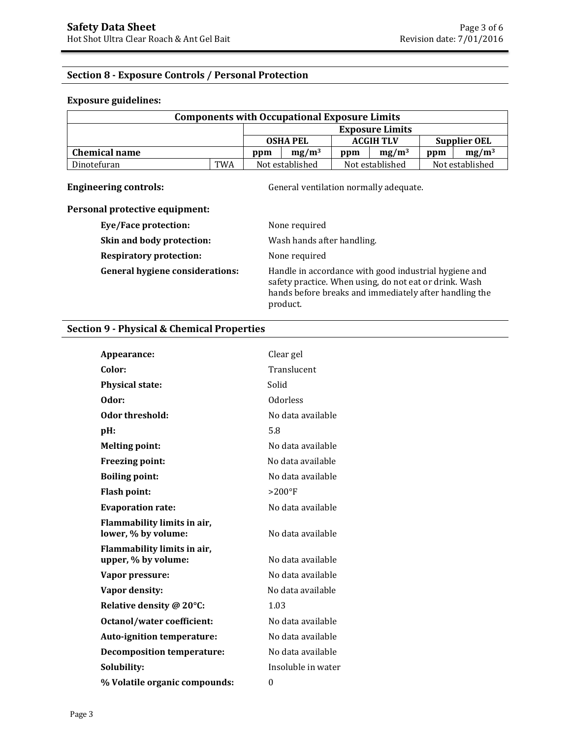## Section 8 - Exposure Controls / Personal Protection

**Exposure guidelines:**

| Components with Occupational Exposure Limits | | | | | | | |
|---|---|---|---|---|---|---|---|
| | | Exposure Limits | | | | | |
| | | OSHA PEL | | ACGIH TLV | | Supplier OEL | |
| **Chemical name** | | **ppm** | **$mg/m^3$** | **ppm** | **$mg/m^3$** | **ppm** | **$mg/m^3$** |
| Dinotefuran | TWA | Not established | | Not established | | Not established | |

**Engineering controls:** General ventilation normally adequate.

**Personal protective equipment:**

- **Eye/Face protection:** None required
- **Skin and body protection:** Wash hands after handling.
- **Respiratory protection:** None required
- **General hygiene considerations:** Handle in accordance with good industrial hygiene and safety practice. When using, do not eat or drink. Wash hands before breaks and immediately after handling the product.

## Section 9 - Physical & Chemical Properties

- **Appearance:** Clear gel
- **Color:** Translucent
- **Physical state:** Solid
- **Odor:** Odorless
- **Odor threshold:** No data available
- **pH:** 5.8
- **Melting point:** No data available
- **Freezing point:** No data available
- **Boiling point:** No data available
- **Flash point:** >200°F
- **Evaporation rate:** No data available
- **Flammability limits in air, lower, % by volume:** No data available
- **Flammability limits in air, upper, % by volume:** No data available
- **Vapor pressure:** No data available
- **Vapor density:** No data available
- **Relative density @ 20°C:** 1.03
- **Octanol/water coefficient:** No data available
- **Auto-ignition temperature:** No data available
- **Decomposition temperature:** No data available
- **Solubility:** Insoluble in water
- **% Volatile organic compounds:** 0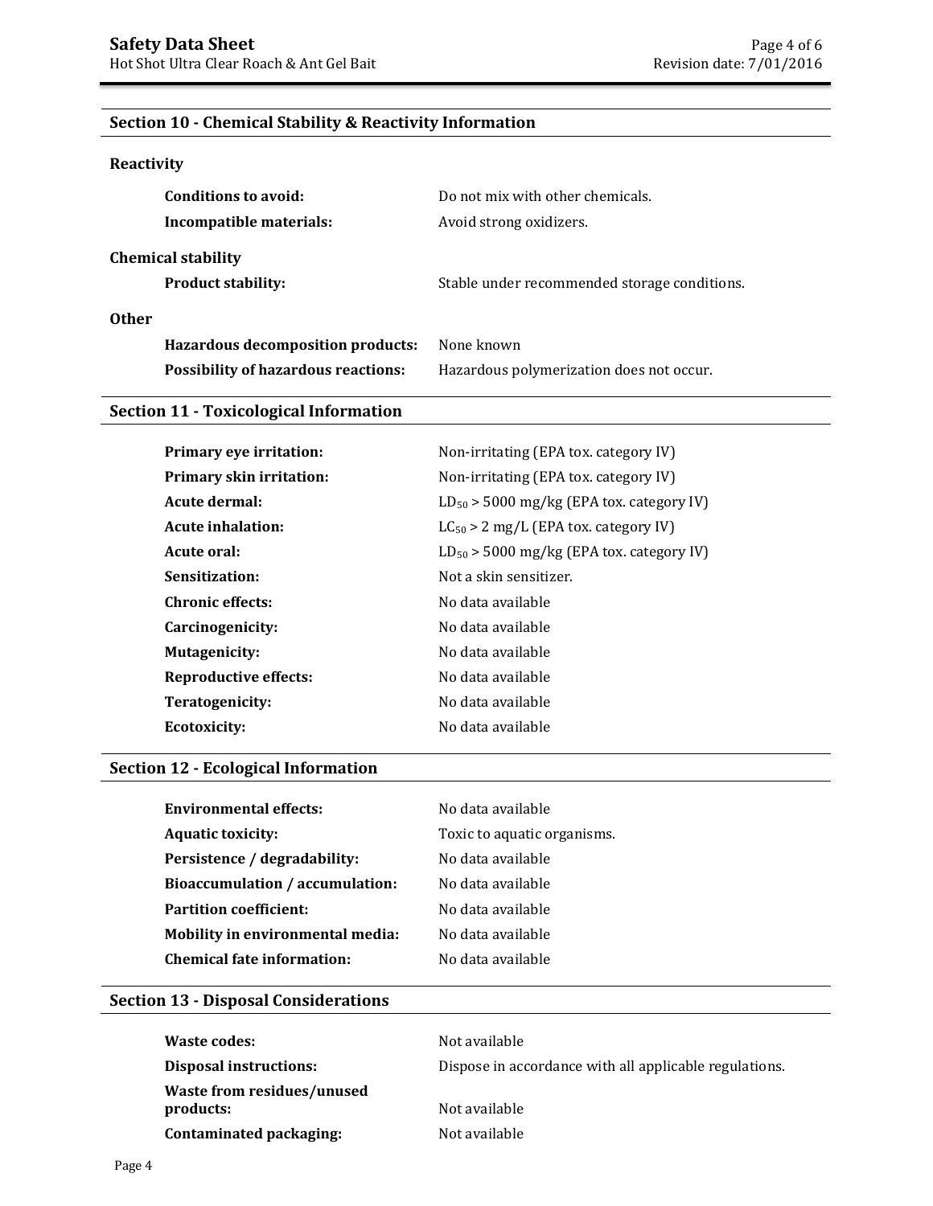## Section 10 - Chemical Stability & Reactivity Information

### Reactivity

| | |
|---|---|
| **Conditions to avoid:** | Do not mix with other chemicals. |
| **Incompatible materials:** | Avoid strong oxidizers. |

### Chemical stability

| | |
|---|---|
| **Product stability:** | Stable under recommended storage conditions. |

### Other

| | |
|---|---|
| **Hazardous decomposition products:** | None known |
| **Possibility of hazardous reactions:** | Hazardous polymerization does not occur. |

## Section 11 - Toxicological Information

| | |
|---|---|
| **Primary eye irritation:** | Non-irritating (EPA tox. category IV) |
| **Primary skin irritation:** | Non-irritating (EPA tox. category IV) |
| **Acute dermal:** | $LD_{50}$ > 5000 mg/kg (EPA tox. category IV) |
| **Acute inhalation:** | $LC_{50}$ > 2 mg/L (EPA tox. category IV) |
| **Acute oral:** | $LD_{50}$ > 5000 mg/kg (EPA tox. category IV) |
| **Sensitization:** | Not a skin sensitizer. |
| **Chronic effects:** | No data available |
| **Carcinogenicity:** | No data available |
| **Mutagenicity:** | No data available |
| **Reproductive effects:** | No data available |
| **Teratogenicity:** | No data available |
| **Ecotoxicity:** | No data available |

## Section 12 - Ecological Information

| | |
|---|---|
| **Environmental effects:** | No data available |
| **Aquatic toxicity:** | Toxic to aquatic organisms. |
| **Persistence / degradability:** | No data available |
| **Bioaccumulation / accumulation:** | No data available |
| **Partition coefficient:** | No data available |
| **Mobility in environmental media:** | No data available |
| **Chemical fate information:** | No data available |

## Section 13 - Disposal Considerations

| | |
|---|---|
| **Waste codes:** | Not available |
| **Disposal instructions:** | Dispose in accordance with all applicable regulations. |
| **Waste from residues/unused products:** | Not available |
| **Contaminated packaging:** | Not available |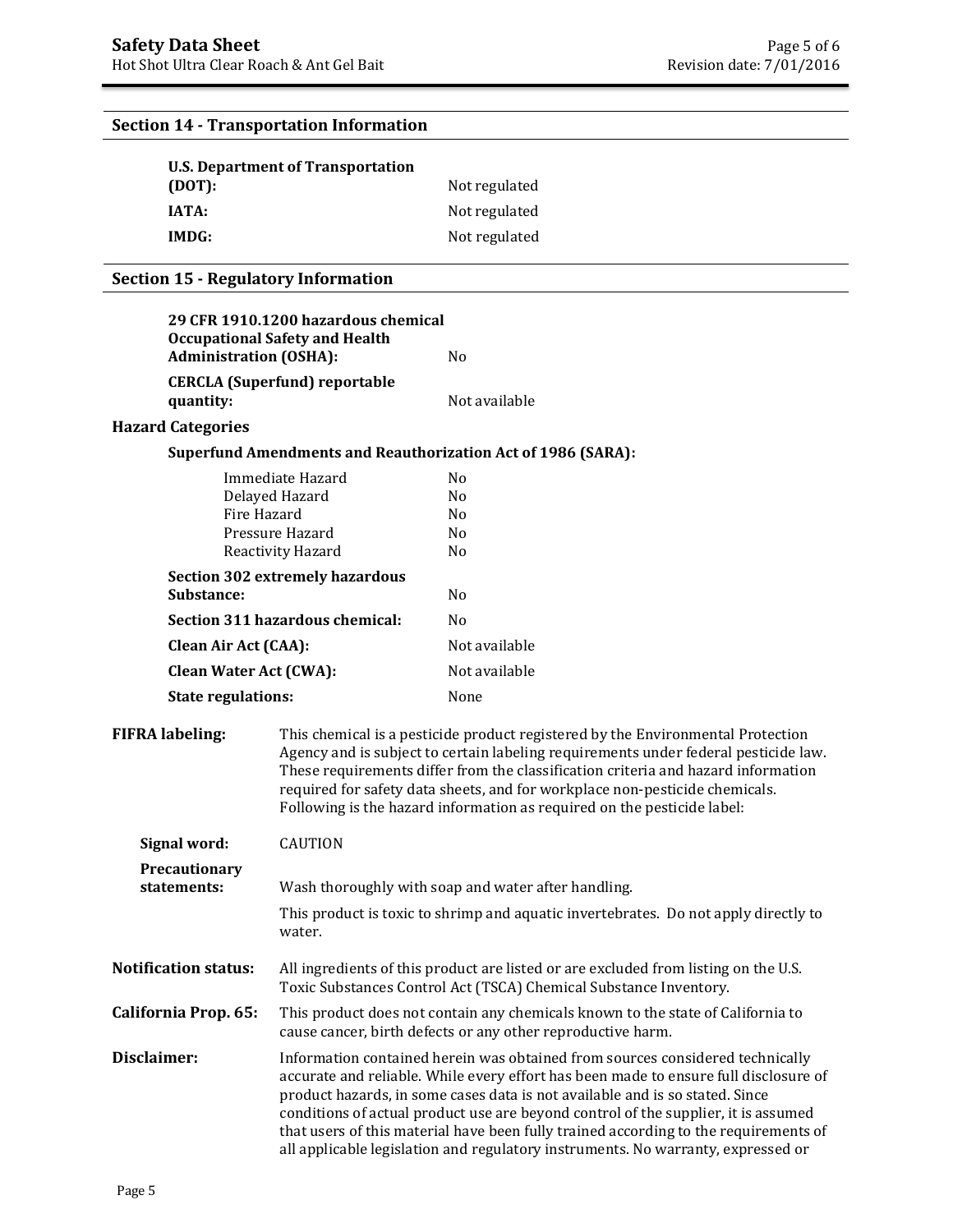## Section 14 - Transportation Information

| | |
|---|---|
| **U.S. Department of Transportation (DOT):** | Not regulated |
| **IATA:** | Not regulated |
| **IMDG:** | Not regulated |

## Section 15 - Regulatory Information

| | |
|---|---|
| **29 CFR 1910.1200 hazardous chemical Occupational Safety and Health Administration (OSHA):** | No |
| **CERCLA (Superfund) reportable quantity:** | Not available |

### Hazard Categories

**Superfund Amendments and Reauthorization Act of 1986 (SARA):**

| | |
|---|---|
| Immediate Hazard | No |
| Delayed Hazard | No |
| Fire Hazard | No |
| Pressure Hazard | No |
| Reactivity Hazard | No |

| | |
|---|---|
| **Section 302 extremely hazardous Substance:** | No |
| **Section 311 hazardous chemical:** | No |
| **Clean Air Act (CAA):** | Not available |
| **Clean Water Act (CWA):** | Not available |
| **State regulations:** | None |

**FIFRA labeling:** This chemical is a pesticide product registered by the Environmental Protection Agency and is subject to certain labeling requirements under federal pesticide law. These requirements differ from the classification criteria and hazard information required for safety data sheets, and for workplace non-pesticide chemicals. Following is the hazard information as required on the pesticide label:

**Signal word:** CAUTION

**Precautionary statements:** Wash thoroughly with soap and water after handling.

This product is toxic to shrimp and aquatic invertebrates. Do not apply directly to water.

**Notification status:** All ingredients of this product are listed or are excluded from listing on the U.S. Toxic Substances Control Act (TSCA) Chemical Substance Inventory.

**California Prop. 65:** This product does not contain any chemicals known to the state of California to cause cancer, birth defects or any other reproductive harm.

**Disclaimer:** Information contained herein was obtained from sources considered technically accurate and reliable. While every effort has been made to ensure full disclosure of product hazards, in some cases data is not available and is so stated. Since conditions of actual product use are beyond control of the supplier, it is assumed that users of this material have been fully trained according to the requirements of all applicable legislation and regulatory instruments. No warranty, expressed or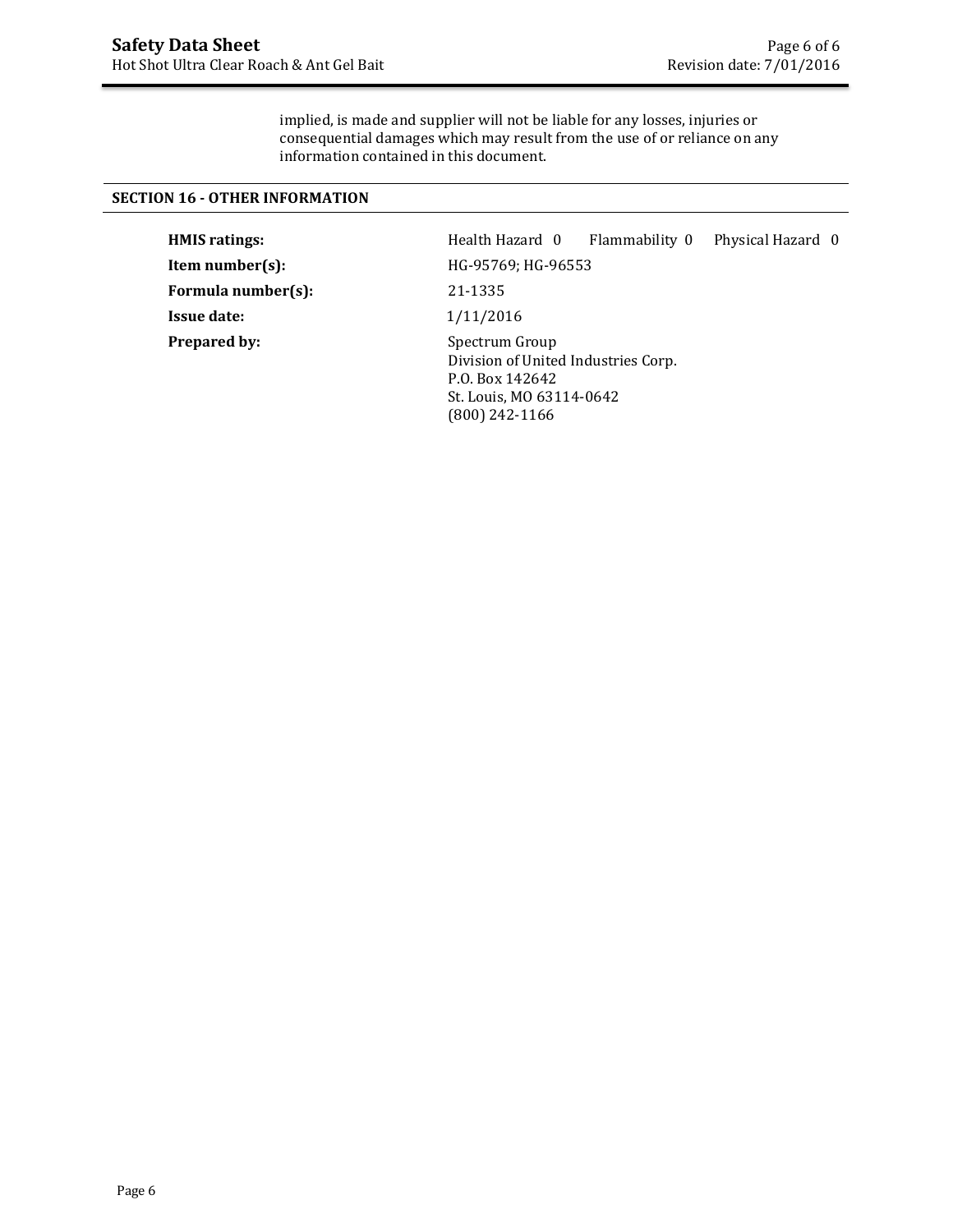implied, is made and supplier will not be liable for any losses, injuries or consequential damages which may result from the use of or reliance on any information contained in this document.

## SECTION 16 - OTHER INFORMATION

| | |
|---|---|
| **HMIS ratings:** | Health Hazard 0 Flammability 0 Physical Hazard 0 |
| **Item number(s):** | HG-95769; HG-96553 |
| **Formula number(s):** | 21-1335 |
| **Issue date:** | 1/11/2016 |
| **Prepared by:** | Spectrum Group<br>Division of United Industries Corp.<br>P.O. Box 142642<br>St. Louis, MO 63114-0642<br>(800) 242-1166 |